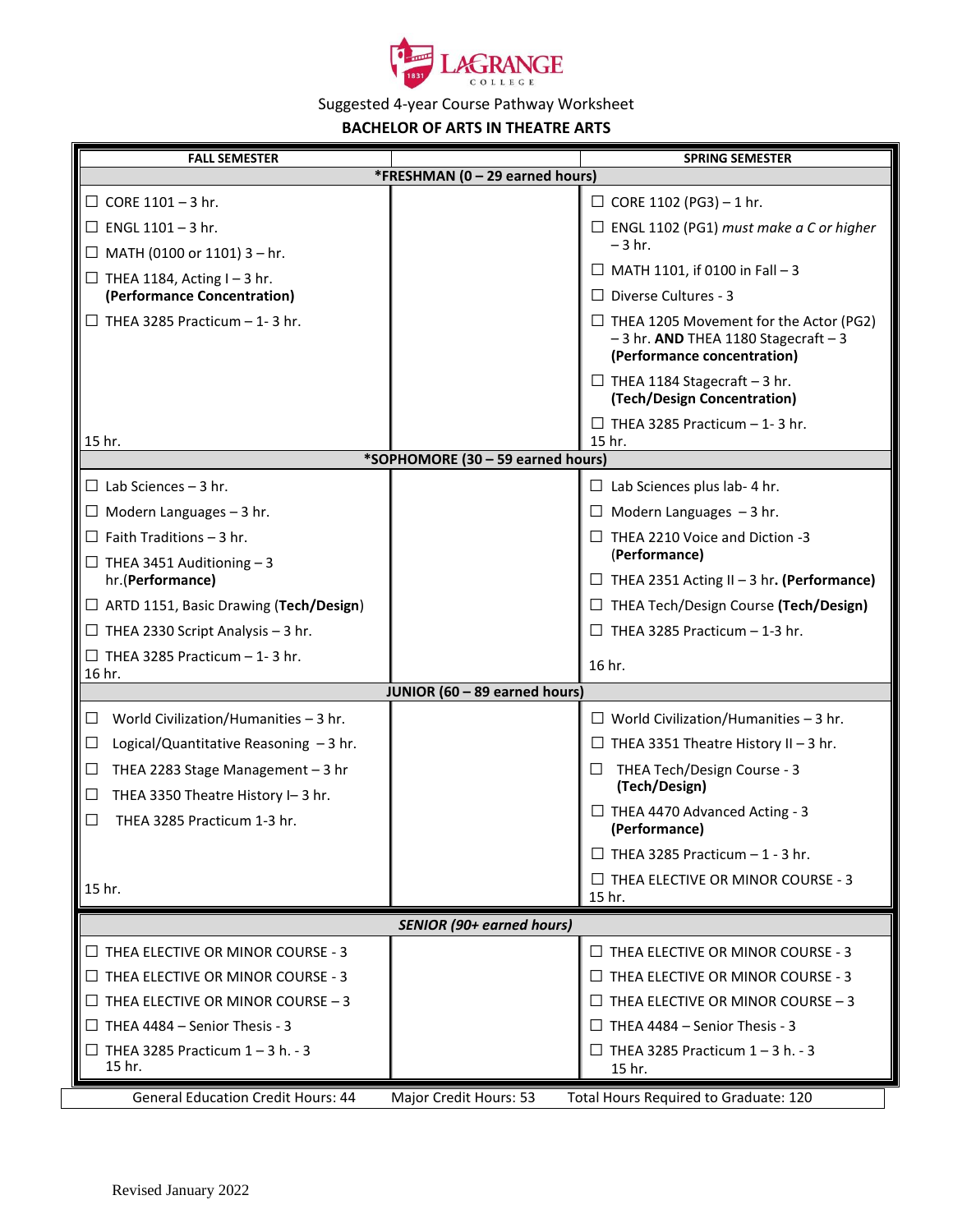LaGrange College

Suggested 4-year Course Pathway Worksheet

**BACHELOR OF ARTS IN THEATRE ARTS**

| FALL SEMESTER | | SPRING SEMESTER |
|---|---|---|
| ***FRESHMAN (0 – 29 earned hours)** | | |
| ☐ CORE 1101 – 3 hr.<br>☐ ENGL 1101 – 3 hr.<br>☐ MATH (0100 or 1101) 3 – hr.<br>☐ THEA 1184, Acting I – 3 hr. **(Performance Concentration)**<br>☐ THEA 3285 Practicum – 1- 3 hr.<br>15 hr. | | ☐ CORE 1102 (PG3) – 1 hr.<br>☐ ENGL 1102 (PG1) *must make a C or higher* – 3 hr.<br>☐ MATH 1101, if 0100 in Fall – 3<br>☐ Diverse Cultures - 3<br>☐ THEA 1205 Movement for the Actor (PG2) – 3 hr. **AND** THEA 1180 Stagecraft – 3 **(Performance concentration)**<br>☐ THEA 1184 Stagecraft – 3 hr. **(Tech/Design Concentration)**<br>☐ THEA 3285 Practicum – 1- 3 hr.<br>15 hr. |
| ***SOPHOMORE (30 – 59 earned hours)** | | |
| ☐ Lab Sciences – 3 hr.<br>☐ Modern Languages – 3 hr.<br>☐ Faith Traditions – 3 hr.<br>☐ THEA 3451 Auditioning – 3 hr.**(Performance)**<br>☐ ARTD 1151, Basic Drawing (**Tech/Design**)<br>☐ THEA 2330 Script Analysis – 3 hr.<br>☐ THEA 3285 Practicum – 1- 3 hr.<br>16 hr. | | ☐ Lab Sciences plus lab- 4 hr.<br>☐ Modern Languages – 3 hr.<br>☐ THEA 2210 Voice and Diction -3 (**Performance)**<br>☐ THEA 2351 Acting II – 3 hr**. (Performance)**<br>☐ THEA Tech/Design Course **(Tech/Design)**<br>☐ THEA 3285 Practicum – 1-3 hr.<br>16 hr. |
| **JUNIOR (60 – 89 earned hours)** | | |
| ☐ World Civilization/Humanities – 3 hr.<br>☐ Logical/Quantitative Reasoning – 3 hr.<br>☐ THEA 2283 Stage Management – 3 hr<br>☐ THEA 3350 Theatre History I– 3 hr.<br>☐ THEA 3285 Practicum 1-3 hr.<br>15 hr. | | ☐ World Civilization/Humanities – 3 hr.<br>☐ THEA 3351 Theatre History II – 3 hr.<br>☐ THEA Tech/Design Course - 3 **(Tech/Design)**<br>☐ THEA 4470 Advanced Acting - 3 **(Performance)**<br>☐ THEA 3285 Practicum – 1 - 3 hr.<br>☐ THEA ELECTIVE OR MINOR COURSE - 3<br>15 hr. |
| ***SENIOR (90+ earned hours)*** | | |
| ☐ THEA ELECTIVE OR MINOR COURSE - 3<br>☐ THEA ELECTIVE OR MINOR COURSE - 3<br>☐ THEA ELECTIVE OR MINOR COURSE – 3<br>☐ THEA 4484 – Senior Thesis - 3<br>☐ THEA 3285 Practicum 1 – 3 h. - 3<br>15 hr. | | ☐ THEA ELECTIVE OR MINOR COURSE - 3<br>☐ THEA ELECTIVE OR MINOR COURSE - 3<br>☐ THEA ELECTIVE OR MINOR COURSE – 3<br>☐ THEA 4484 – Senior Thesis - 3<br>☐ THEA 3285 Practicum 1 – 3 h. - 3<br>15 hr. |

General Education Credit Hours: 44 | Major Credit Hours: 53 | Total Hours Required to Graduate: 120

Revised January 2022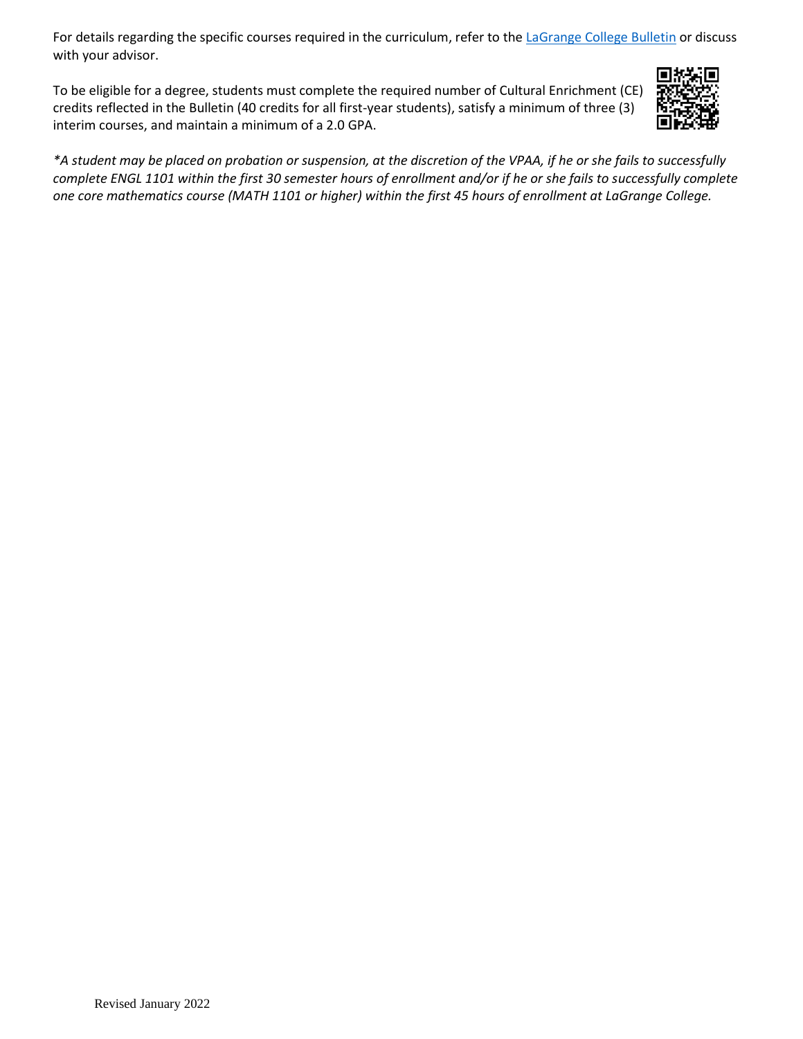For details regarding the specific courses required in the curriculum, refer to the LaGrange College Bulletin or discuss with your advisor.

To be eligible for a degree, students must complete the required number of Cultural Enrichment (CE) credits reflected in the Bulletin (40 credits for all first-year students), satisfy a minimum of three (3) interim courses, and maintain a minimum of a 2.0 GPA.

**\*A student may be placed on probation or suspension, at the discretion of the VPAA, if he or she fails to successfully complete ENGL 1101 within the first 30 semester hours of enrollment and/or if he or she fails to successfully complete one core mathematics course (MATH 1101 or higher) within the first 45 hours of enrollment at LaGrange College.**

Revised January 2022